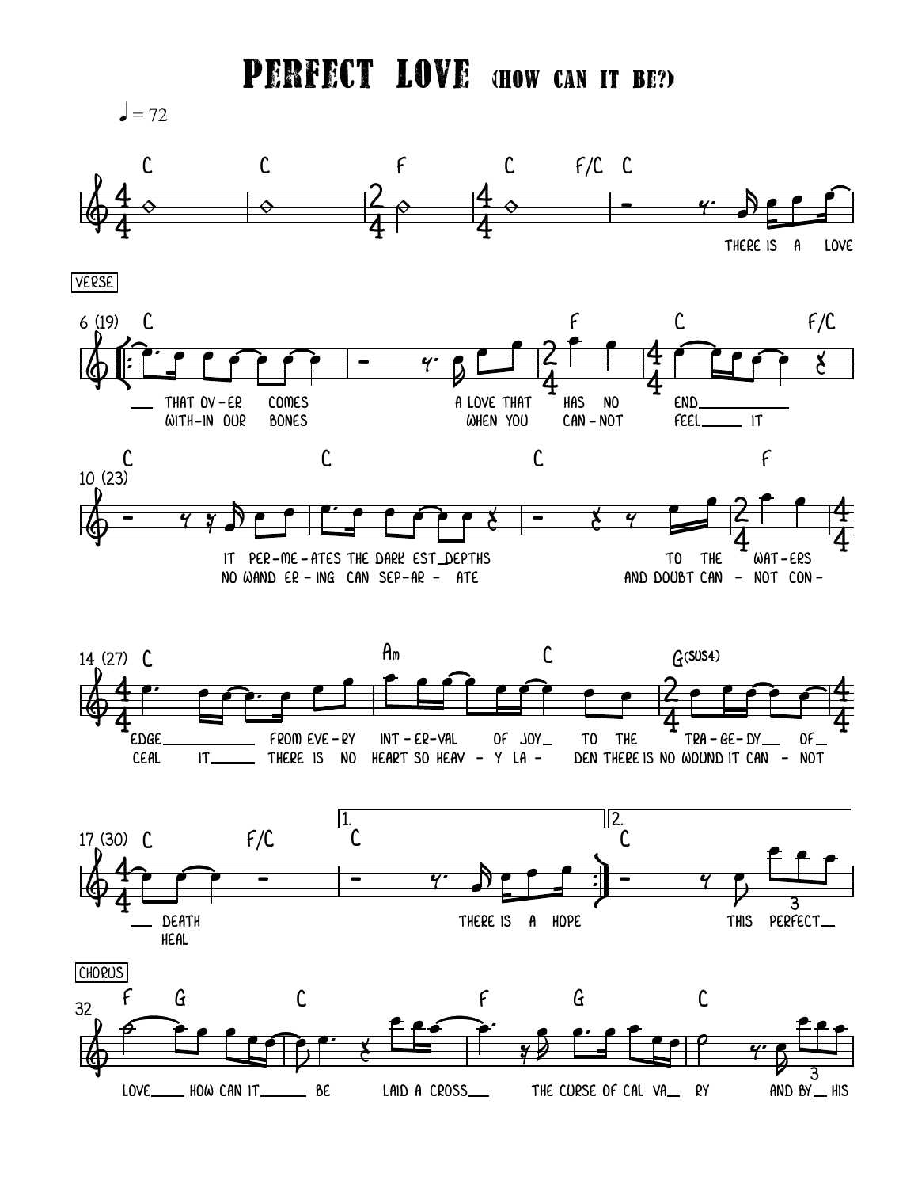# PERFECT LOVE (HOW CAN IT BE?)

♩ = 72

C | C | F | C | F/C C

THERE IS A LOVE

VERSE

6 (19)
C | | F | C | F/C

THAT OV-ER COMES — A LOVE THAT HAS NO END
WITH-IN OUR BONES — WHEN YOU CAN-NOT FEEL IT

10 (23)
C | C | C | F

IT PER-ME-ATES THE DARK EST DEPTHS — TO THE WAT-ERS
NO WAND ER-ING CAN SEP-AR-ATE — AND DOUBT CAN-NOT CON-

14 (27)
C | Am C | G(SUS4)

EDGE — FROM EVE-RY INT-ER-VAL OF JOY TO THE TRA-GE-DY OF
CEAL IT — THERE IS NO HEART SO HEAV-Y LA-DEN THERE IS NO WOUND IT CAN-NOT

17 (30)
C F/C | 1. C | 2. C

DEATH — THERE IS A HOPE — THIS PERFECT
HEAL

CHORUS

32
F G C | F G C

LOVE HOW CAN IT BE — LAID A CROSS — THE CURSE OF CAL VA RY — AND BY HIS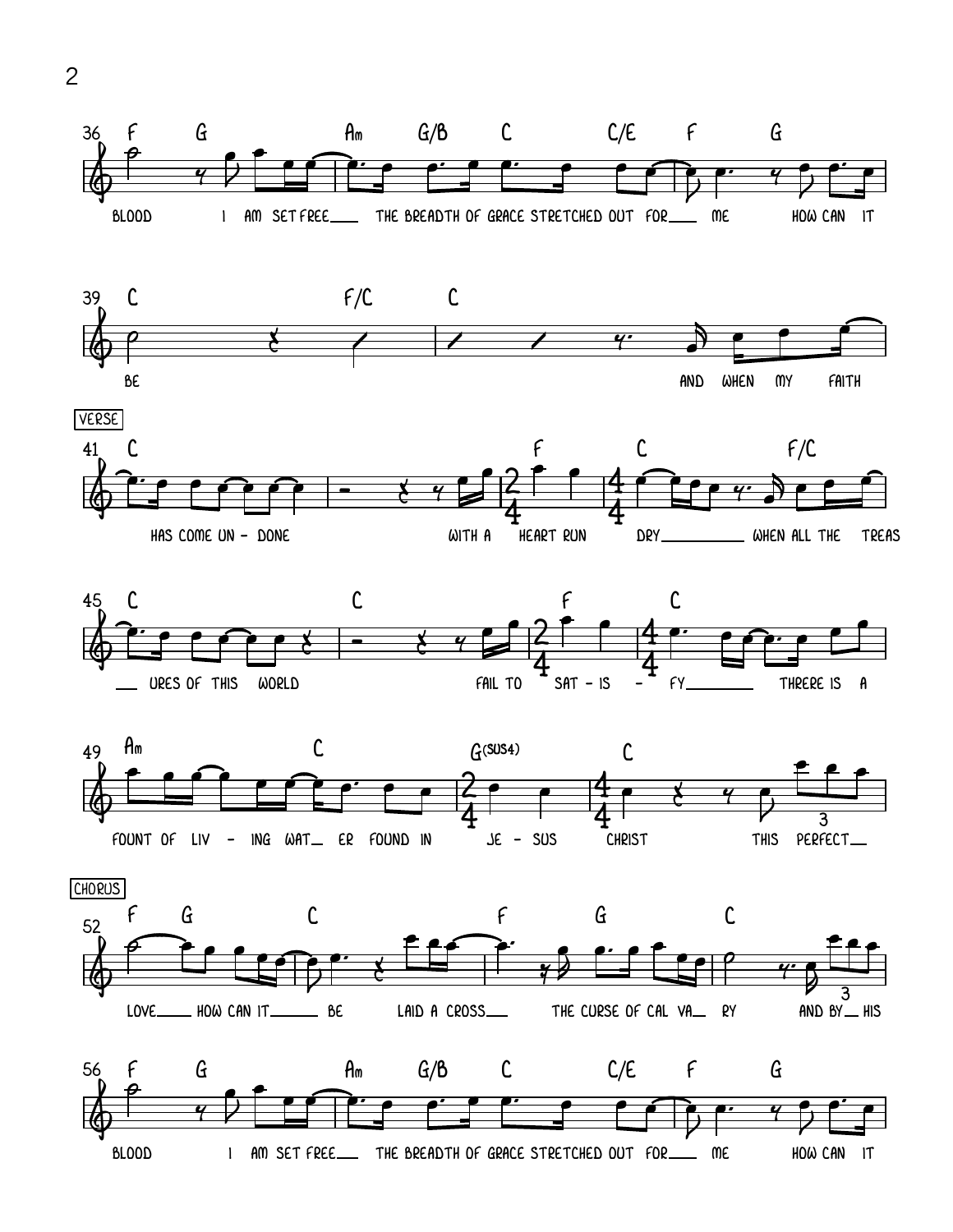36 F G Am G/B C C/E F G

BLOOD I AM SET FREE___ THE BREADTH OF GRACE STRETCHED OUT FOR___ ME HOW CAN IT

39 C F/C C

BE AND WHEN MY FAITH

VERSE

41 C F C F/C

HAS COME UN - DONE WITH A HEART RUN DRY_____ WHEN ALL THE TREAS

45 C C F C

___ URES OF THIS WORLD FAIL TO SAT - IS - FY_____ THRERE IS A

49 Am C G(SUS4) C

FOUNT OF LIV - ING WAT__ ER FOUND IN JE - SUS CHRIST THIS PERFECT__

CHORUS

52 F G C F G C

LOVE___ HOW CAN IT_____ BE LAID A CROSS___ THE CURSE OF CAL VA__ RY AND BY__ HIS

56 F G Am G/B C C/E F G

BLOOD I AM SET FREE___ THE BREADTH OF GRACE STRETCHED OUT FOR___ ME HOW CAN IT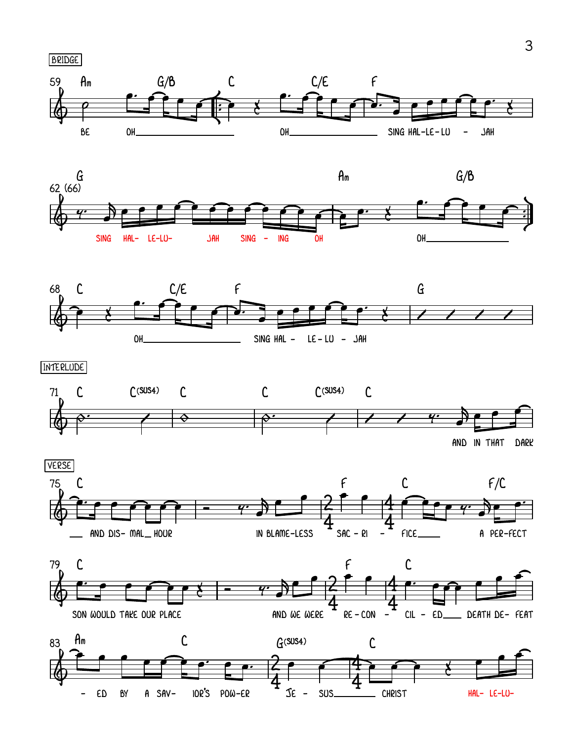BRIDGE

59 Am G/B C C/E F

BE OH\_\_\_ OH\_\_\_ SING HAL-LE-LU - JAH

62 (66) G Am G/B

SING HAL- LE-LU- JAH SING - ING OH OH\_\_\_

68 C C/E F G

OH\_\_\_ SING HAL - LE - LU - JAH

INTERLUDE

71 C C(SUS4) C C C(SUS4) C

AND IN THAT DARK

VERSE

75 C F C F/C

\_\_\_ AND DIS- MAL\_ HOUR IN BLAME-LESS SAC - RI - FICE\_\_\_ A PER-FECT

79 C F C

SON WOULD TAKE OUR PLACE AND WE WERE RE - CON - CIL - ED\_\_\_ DEATH DE- FEAT

83 Am C G(SUS4) C

- ED BY A SAV- IOR'S POW-ER JE - SUS\_\_\_ CHRIST HAL- LE-LU-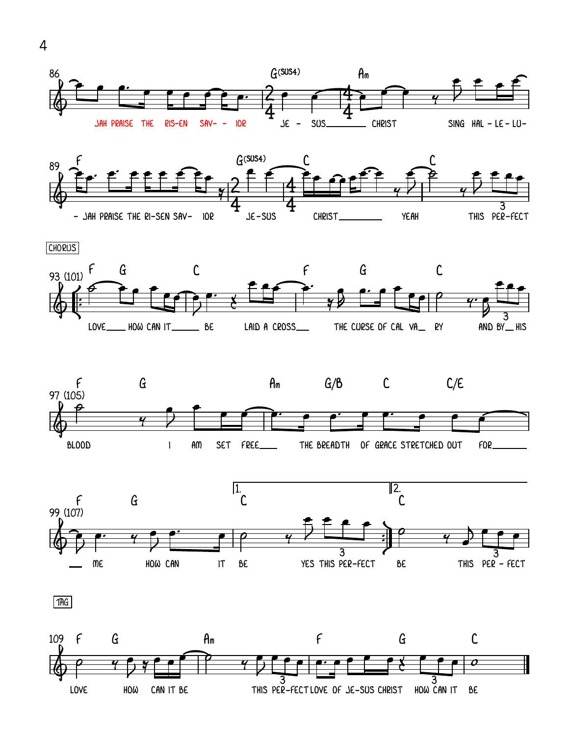86

G(SUS4) Am

JAH PRAISE THE RIS-EN SAV- - IOR JE - SUS CHRIST SING HAL - LE - LU-

89

F G(SUS4) C C

- JAH PRAISE THE RI-SEN SAV- IOR JE-SUS CHRIST YEAH THIS PER-FECT

CHORUS

93 (101)

F G C F G C

LOVE HOW CAN IT BE LAID A CROSS THE CURSE OF CAL VA RY AND BY HIS

97 (105)

F G Am G/B C C/E

BLOOD I AM SET FREE THE BREADTH OF GRACE STRETCHED OUT FOR

99 (107)

F G 1. C 2. C

ME HOW CAN IT BE YES THIS PER-FECT BE THIS PER - FECT

TAG

109

F G Am F G C

LOVE HOW CAN IT BE THIS PER-FECT LOVE OF JE-SUS CHRIST HOW CAN IT BE